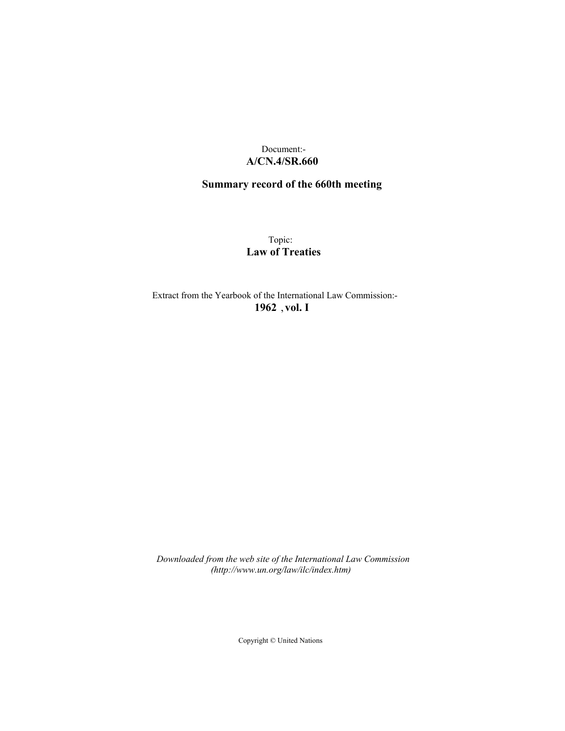Document:-
**A/CN.4/SR.660**

**Summary record of the 660th meeting**

Topic:
**Law of Treaties**

Extract from the Yearbook of the International Law Commission:-
**1962 , vol. I**

*Downloaded from the web site of the International Law Commission (http://www.un.org/law/ilc/index.htm)*

Copyright © United Nations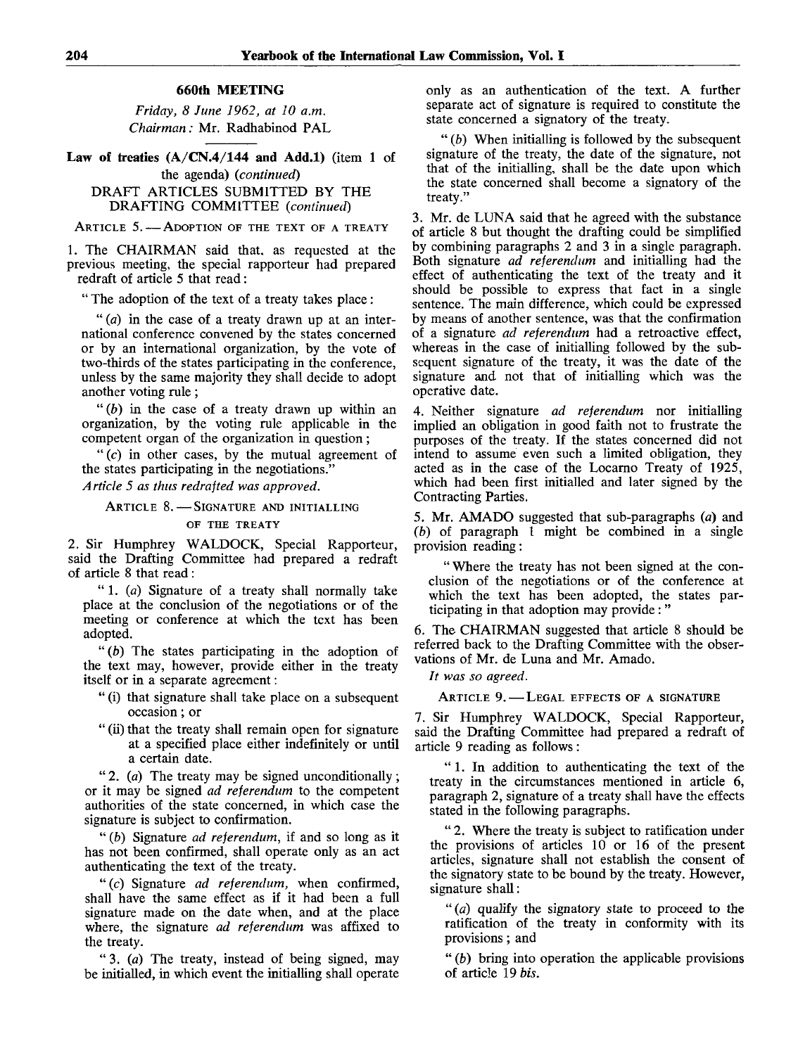## 660th MEETING

*Friday, 8 June 1962, at 10 a.m.*
*Chairman:* Mr. Radhabinod PAL

**Law of treaties (A/CN.4/144 and Add.1)** (item 1 of the agenda) *(continued)*

DRAFT ARTICLES SUBMITTED BY THE DRAFTING COMMITTEE *(continued)*

ARTICLE 5. — ADOPTION OF THE TEXT OF A TREATY

1. The CHAIRMAN said that, as requested at the previous meeting, the special rapporteur had prepared redraft of article 5 that read:

"The adoption of the text of a treaty takes place:

"*(a)* in the case of a treaty drawn up at an international conference convened by the states concerned or by an international organization, by the vote of two-thirds of the states participating in the conference, unless by the same majority they shall decide to adopt another voting rule;

"*(b)* in the case of a treaty drawn up within an organization, by the voting rule applicable in the competent organ of the organization in question;

"*(c)* in other cases, by the mutual agreement of the states participating in the negotiations."

*Article 5 as thus redrafted was approved.*

ARTICLE 8. — SIGNATURE AND INITIALLING OF THE TREATY

2. Sir Humphrey WALDOCK, Special Rapporteur, said the Drafting Committee had prepared a redraft of article 8 that read:

"1. *(a)* Signature of a treaty shall normally take place at the conclusion of the negotiations or of the meeting or conference at which the text has been adopted.

"*(b)* The states participating in the adoption of the text may, however, provide either in the treaty itself or in a separate agreement:

"(i) that signature shall take place on a subsequent occasion; or

"(ii) that the treaty shall remain open for signature at a specified place either indefinitely or until a certain date.

"2. *(a)* The treaty may be signed unconditionally; or it may be signed *ad referendum* to the competent authorities of the state concerned, in which case the signature is subject to confirmation.

"*(b)* Signature *ad referendum*, if and so long as it has not been confirmed, shall operate only as an act authenticating the text of the treaty.

"*(c)* Signature *ad referendum*, when confirmed, shall have the same effect as if it had been a full signature made on the date when, and at the place where, the signature *ad referendum* was affixed to the treaty.

"3. *(a)* The treaty, instead of being signed, may be initialled, in which event the initialling shall operate only as an authentication of the text. A further separate act of signature is required to constitute the state concerned a signatory of the treaty.

"*(b)* When initialling is followed by the subsequent signature of the treaty, the date of the signature, not that of the initialling, shall be the date upon which the state concerned shall become a signatory of the treaty."

3. Mr. de LUNA said that he agreed with the substance of article 8 but thought the drafting could be simplified by combining paragraphs 2 and 3 in a single paragraph. Both signature *ad referendum* and initialling had the effect of authenticating the text of the treaty and it should be possible to express that fact in a single sentence. The main difference, which could be expressed by means of another sentence, was that the confirmation of a signature *ad referendum* had a retroactive effect, whereas in the case of initialling followed by the subsequent signature of the treaty, it was the date of the signature and not that of initialling which was the operative date.

4. Neither signature *ad referendum* nor initialling implied an obligation in good faith not to frustrate the purposes of the treaty. If the states concerned did not intend to assume even such a limited obligation, they acted as in the case of the Locarno Treaty of 1925, which had been first initialled and later signed by the Contracting Parties.

5. Mr. AMADO suggested that sub-paragraphs *(a)* and *(b)* of paragraph 1 might be combined in a single provision reading:

"Where the treaty has not been signed at the conclusion of the negotiations or of the conference at which the text has been adopted, the states participating in that adoption may provide:"

6. The CHAIRMAN suggested that article 8 should be referred back to the Drafting Committee with the observations of Mr. de Luna and Mr. Amado.

*It was so agreed.*

ARTICLE 9. — LEGAL EFFECTS OF A SIGNATURE

7. Sir Humphrey WALDOCK, Special Rapporteur, said the Drafting Committee had prepared a redraft of article 9 reading as follows:

"1. In addition to authenticating the text of the treaty in the circumstances mentioned in article 6, paragraph 2, signature of a treaty shall have the effects stated in the following paragraphs.

"2. Where the treaty is subject to ratification under the provisions of articles 10 or 16 of the present articles, signature shall not establish the consent of the signatory state to be bound by the treaty. However, signature shall:

"*(a)* qualify the signatory state to proceed to the ratification of the treaty in conformity with its provisions; and

"*(b)* bring into operation the applicable provisions of article 19 *bis*.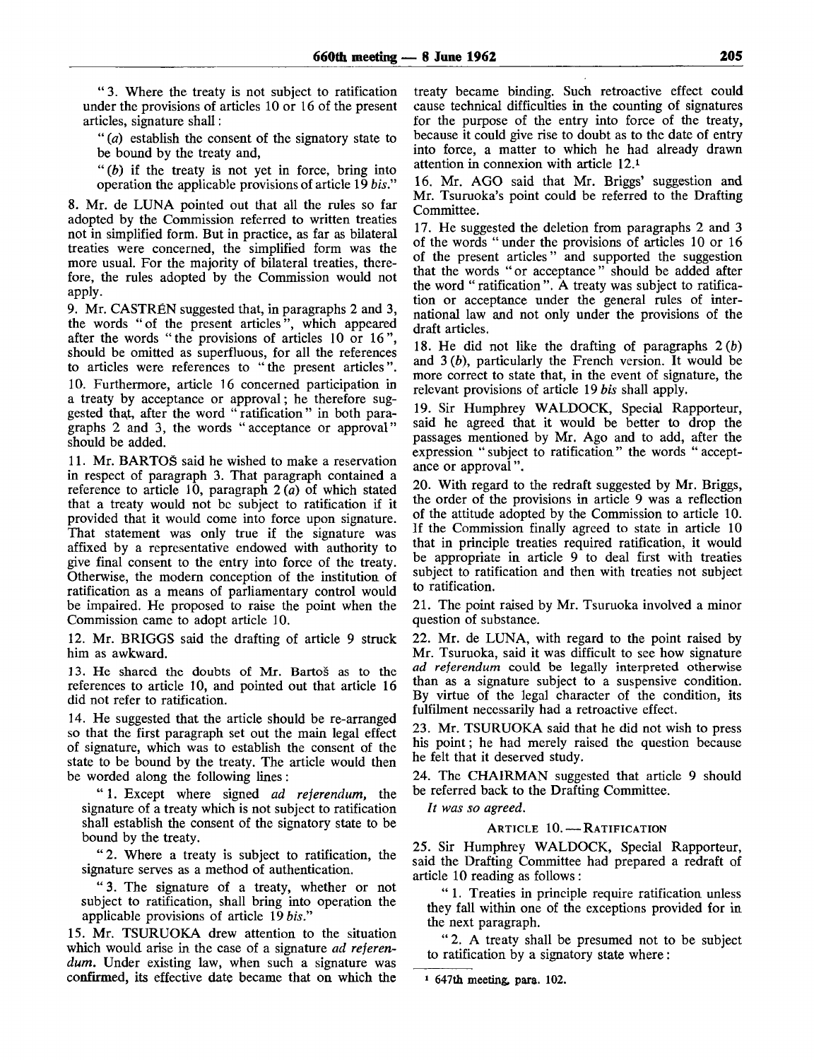"3. Where the treaty is not subject to ratification under the provisions of articles 10 or 16 of the present articles, signature shall:

"(*a*) establish the consent of the signatory state to be bound by the treaty and,

"(*b*) if the treaty is not yet in force, bring into operation the applicable provisions of article 19 *bis*."

8. Mr. de LUNA pointed out that all the rules so far adopted by the Commission referred to written treaties not in simplified form. But in practice, as far as bilateral treaties were concerned, the simplified form was the more usual. For the majority of bilateral treaties, therefore, the rules adopted by the Commission would not apply.

9. Mr. CASTRÉN suggested that, in paragraphs 2 and 3, the words "of the present articles", which appeared after the words "the provisions of articles 10 or 16", should be omitted as superfluous, for all the references to articles were references to "the present articles".

10. Furthermore, article 16 concerned participation in a treaty by acceptance or approval; he therefore suggested that, after the word "ratification" in both paragraphs 2 and 3, the words "acceptance or approval" should be added.

11. Mr. BARTOŠ said he wished to make a reservation in respect of paragraph 3. That paragraph contained a reference to article 10, paragraph 2 (*a*) of which stated that a treaty would not be subject to ratification if it provided that it would come into force upon signature. That statement was only true if the signature was affixed by a representative endowed with authority to give final consent to the entry into force of the treaty. Otherwise, the modern conception of the institution of ratification as a means of parliamentary control would be impaired. He proposed to raise the point when the Commission came to adopt article 10.

12. Mr. BRIGGS said the drafting of article 9 struck him as awkward.

13. He shared the doubts of Mr. Bartoš as to the references to article 10, and pointed out that article 16 did not refer to ratification.

14. He suggested that the article should be re-arranged so that the first paragraph set out the main legal effect of signature, which was to establish the consent of the state to be bound by the treaty. The article would then be worded along the following lines:

"1. Except where signed *ad referendum*, the signature of a treaty which is not subject to ratification shall establish the consent of the signatory state to be bound by the treaty.

"2. Where a treaty is subject to ratification, the signature serves as a method of authentication.

"3. The signature of a treaty, whether or not subject to ratification, shall bring into operation the applicable provisions of article 19 *bis*."

15. Mr. TSURUOKA drew attention to the situation which would arise in the case of a signature *ad referendum*. Under existing law, when such a signature was confirmed, its effective date became that on which the treaty became binding. Such retroactive effect could cause technical difficulties in the counting of signatures for the purpose of the entry into force of the treaty, because it could give rise to doubt as to the date of entry into force, a matter to which he had already drawn attention in connexion with article 12.[1]

16. Mr. AGO said that Mr. Briggs' suggestion and Mr. Tsuruoka's point could be referred to the Drafting Committee.

17. He suggested the deletion from paragraphs 2 and 3 of the words "under the provisions of articles 10 or 16 of the present articles" and supported the suggestion that the words "or acceptance" should be added after the word "ratification". A treaty was subject to ratification or acceptance under the general rules of international law and not only under the provisions of the draft articles.

18. He did not like the drafting of paragraphs 2 (*b*) and 3 (*b*), particularly the French version. It would be more correct to state that, in the event of signature, the relevant provisions of article 19 *bis* shall apply.

19. Sir Humphrey WALDOCK, Special Rapporteur, said he agreed that it would be better to drop the passages mentioned by Mr. Ago and to add, after the expression "subject to ratification" the words "acceptance or approval".

20. With regard to the redraft suggested by Mr. Briggs, the order of the provisions in article 9 was a reflection of the attitude adopted by the Commission to article 10. If the Commission finally agreed to state in article 10 that in principle treaties required ratification, it would be appropriate in article 9 to deal first with treaties subject to ratification and then with treaties not subject to ratification.

21. The point raised by Mr. Tsuruoka involved a minor question of substance.

22. Mr. de LUNA, with regard to the point raised by Mr. Tsuruoka, said it was difficult to see how signature *ad referendum* could be legally interpreted otherwise than as a signature subject to a suspensive condition. By virtue of the legal character of the condition, its fulfilment necessarily had a retroactive effect.

23. Mr. TSURUOKA said that he did not wish to press his point; he had merely raised the question because he felt that it deserved study.

24. The CHAIRMAN suggested that article 9 should be referred back to the Drafting Committee.

*It was so agreed.*

### ARTICLE 10.—RATIFICATION

25. Sir Humphrey WALDOCK, Special Rapporteur, said the Drafting Committee had prepared a redraft of article 10 reading as follows:

"1. Treaties in principle require ratification unless they fall within one of the exceptions provided for in the next paragraph.

"2. A treaty shall be presumed not to be subject to ratification by a signatory state where:

[1] 647th meeting, para. 102.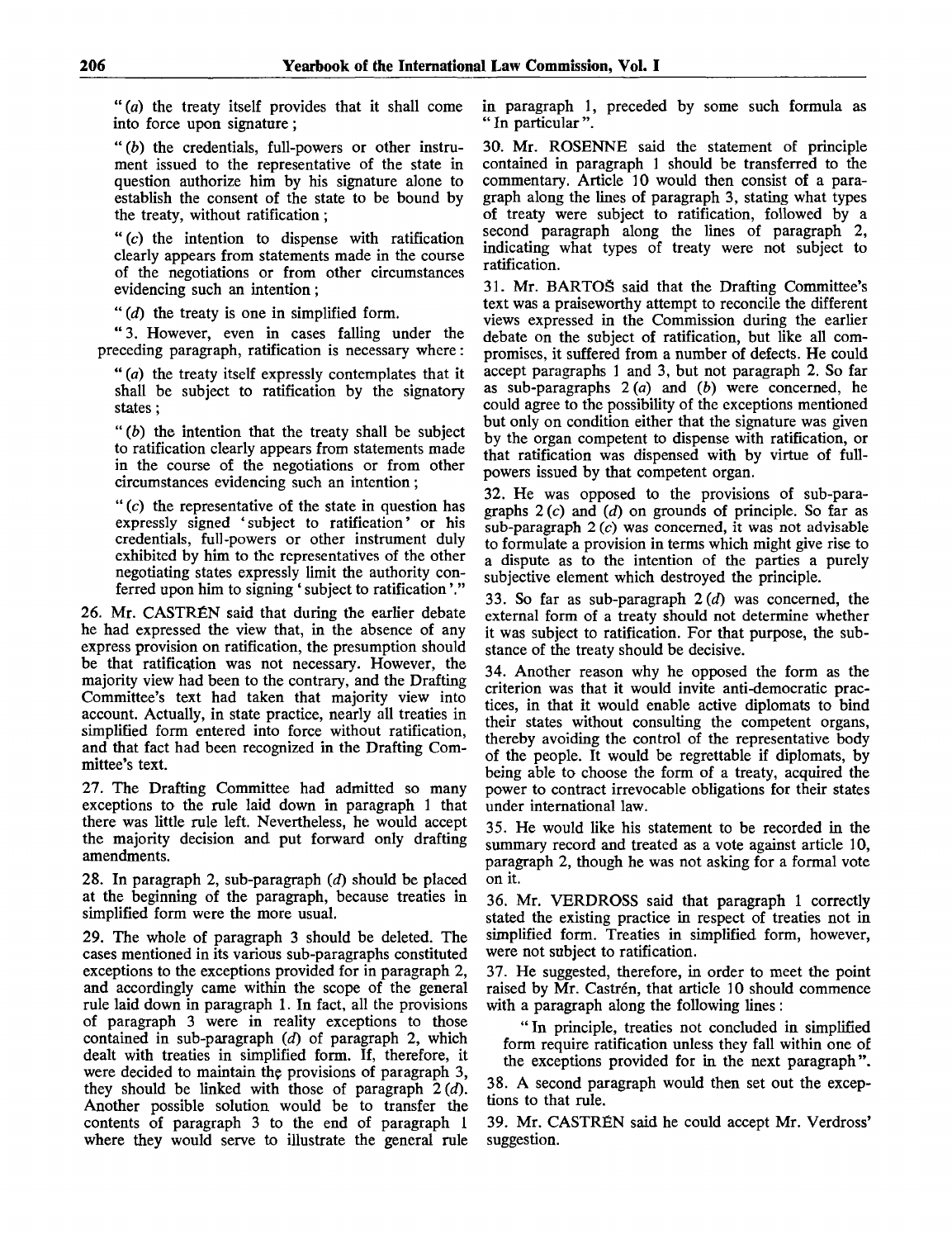"(a) the treaty itself provides that it shall come into force upon signature;

"(b) the credentials, full-powers or other instrument issued to the representative of the state in question authorize him by his signature alone to establish the consent of the state to be bound by the treaty, without ratification;

"(c) the intention to dispense with ratification clearly appears from statements made in the course of the negotiations or from other circumstances evidencing such an intention;

"(d) the treaty is one in simplified form.

"3. However, even in cases falling under the preceding paragraph, ratification is necessary where:

"(a) the treaty itself expressly contemplates that it shall be subject to ratification by the signatory states;

"(b) the intention that the treaty shall be subject to ratification clearly appears from statements made in the course of the negotiations or from other circumstances evidencing such an intention;

"(c) the representative of the state in question has expressly signed 'subject to ratification' or his credentials, full-powers or other instrument duly exhibited by him to the representatives of the other negotiating states expressly limit the authority conferred upon him to signing 'subject to ratification'."

26. Mr. CASTRÉN said that during the earlier debate he had expressed the view that, in the absence of any express provision on ratification, the presumption should be that ratification was not necessary. However, the majority view had been to the contrary, and the Drafting Committee's text had taken that majority view into account. Actually, in state practice, nearly all treaties in simplified form entered into force without ratification, and that fact had been recognized in the Drafting Committee's text.

27. The Drafting Committee had admitted so many exceptions to the rule laid down in paragraph 1 that there was little rule left. Nevertheless, he would accept the majority decision and put forward only drafting amendments.

28. In paragraph 2, sub-paragraph (d) should be placed at the beginning of the paragraph, because treaties in simplified form were the more usual.

29. The whole of paragraph 3 should be deleted. The cases mentioned in its various sub-paragraphs constituted exceptions to the exceptions provided for in paragraph 2, and accordingly came within the scope of the general rule laid down in paragraph 1. In fact, all the provisions of paragraph 3 were in reality exceptions to those contained in sub-paragraph (d) of paragraph 2, which dealt with treaties in simplified form. If, therefore, it were decided to maintain the provisions of paragraph 3, they should be linked with those of paragraph 2 (d). Another possible solution would be to transfer the contents of paragraph 3 to the end of paragraph 1 where they would serve to illustrate the general rule in paragraph 1, preceded by some such formula as "In particular".

30. Mr. ROSENNE said the statement of principle contained in paragraph 1 should be transferred to the commentary. Article 10 would then consist of a paragraph along the lines of paragraph 3, stating what types of treaty were subject to ratification, followed by a second paragraph along the lines of paragraph 2, indicating what types of treaty were not subject to ratification.

31. Mr. BARTOŠ said that the Drafting Committee's text was a praiseworthy attempt to reconcile the different views expressed in the Commission during the earlier debate on the subject of ratification, but like all compromises, it suffered from a number of defects. He could accept paragraphs 1 and 3, but not paragraph 2. So far as sub-paragraphs 2 (a) and (b) were concerned, he could agree to the possibility of the exceptions mentioned but only on condition either that the signature was given by the organ competent to dispense with ratification, or that ratification was dispensed with by virtue of full-powers issued by that competent organ.

32. He was opposed to the provisions of sub-paragraphs 2 (c) and (d) on grounds of principle. So far as sub-paragraph 2 (c) was concerned, it was not advisable to formulate a provision in terms which might give rise to a dispute as to the intention of the parties a purely subjective element which destroyed the principle.

33. So far as sub-paragraph 2 (d) was concerned, the external form of a treaty should not determine whether it was subject to ratification. For that purpose, the substance of the treaty should be decisive.

34. Another reason why he opposed the form as the criterion was that it would invite anti-democratic practices, in that it would enable active diplomats to bind their states without consulting the competent organs, thereby avoiding the control of the representative body of the people. It would be regrettable if diplomats, by being able to choose the form of a treaty, acquired the power to contract irrevocable obligations for their states under international law.

35. He would like his statement to be recorded in the summary record and treated as a vote against article 10, paragraph 2, though he was not asking for a formal vote on it.

36. Mr. VERDROSS said that paragraph 1 correctly stated the existing practice in respect of treaties not in simplified form. Treaties in simplified form, however, were not subject to ratification.

37. He suggested, therefore, in order to meet the point raised by Mr. Castrén, that article 10 should commence with a paragraph along the following lines:

"In principle, treaties not concluded in simplified form require ratification unless they fall within one of the exceptions provided for in the next paragraph".

38. A second paragraph would then set out the exceptions to that rule.

39. Mr. CASTRÉN said he could accept Mr. Verdross' suggestion.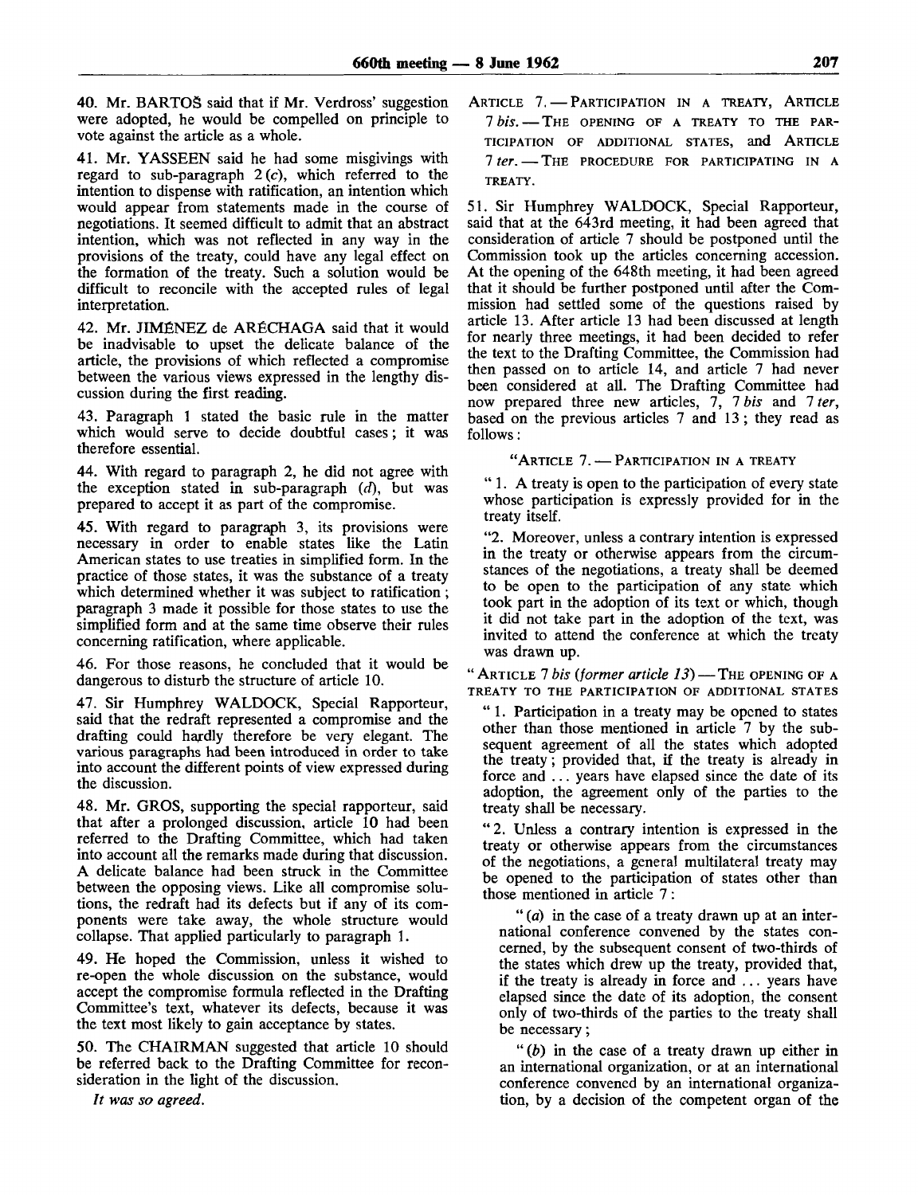40. Mr. BARTOŠ said that if Mr. Verdross' suggestion were adopted, he would be compelled on principle to vote against the article as a whole.

41. Mr. YASSEEN said he had some misgivings with regard to sub-paragraph 2 (*c*), which referred to the intention to dispense with ratification, an intention which would appear from statements made in the course of negotiations. It seemed difficult to admit that an abstract intention, which was not reflected in any way in the provisions of the treaty, could have any legal effect on the formation of the treaty. Such a solution would be difficult to reconcile with the accepted rules of legal interpretation.

42. Mr. JIMÉNEZ de ARÉCHAGA said that it would be inadvisable to upset the delicate balance of the article, the provisions of which reflected a compromise between the various views expressed in the lengthy discussion during the first reading.

43. Paragraph 1 stated the basic rule in the matter which would serve to decide doubtful cases; it was therefore essential.

44. With regard to paragraph 2, he did not agree with the exception stated in sub-paragraph (*d*), but was prepared to accept it as part of the compromise.

45. With regard to paragraph 3, its provisions were necessary in order to enable states like the Latin American states to use treaties in simplified form. In the practice of those states, it was the substance of a treaty which determined whether it was subject to ratification; paragraph 3 made it possible for those states to use the simplified form and at the same time observe their rules concerning ratification, where applicable.

46. For those reasons, he concluded that it would be dangerous to disturb the structure of article 10.

47. Sir Humphrey WALDOCK, Special Rapporteur, said that the redraft represented a compromise and the drafting could hardly therefore be very elegant. The various paragraphs had been introduced in order to take into account the different points of view expressed during the discussion.

48. Mr. GROS, supporting the special rapporteur, said that after a prolonged discussion, article 10 had been referred to the Drafting Committee, which had taken into account all the remarks made during that discussion. A delicate balance had been struck in the Committee between the opposing views. Like all compromise solutions, the redraft had its defects but if any of its components were take away, the whole structure would collapse. That applied particularly to paragraph 1.

49. He hoped the Commission, unless it wished to re-open the whole discussion on the substance, would accept the compromise formula reflected in the Drafting Committee's text, whatever its defects, because it was the text most likely to gain acceptance by states.

50. The CHAIRMAN suggested that article 10 should be referred back to the Drafting Committee for reconsideration in the light of the discussion.

*It was so agreed.*

ARTICLE 7. — PARTICIPATION IN A TREATY, ARTICLE 7 *bis*. — THE OPENING OF A TREATY TO THE PARTICIPATION OF ADDITIONAL STATES, and ARTICLE 7 *ter*. — THE PROCEDURE FOR PARTICIPATING IN A TREATY.

51. Sir Humphrey WALDOCK, Special Rapporteur, said that at the 643rd meeting, it had been agreed that consideration of article 7 should be postponed until the Commission took up the articles concerning accession. At the opening of the 648th meeting, it had been agreed that it should be further postponed until after the Commission had settled some of the questions raised by article 13. After article 13 had been discussed at length for nearly three meetings, it had been decided to refer the text to the Drafting Committee, the Commission had then passed on to article 14, and article 7 had never been considered at all. The Drafting Committee had now prepared three new articles, 7, 7 *bis* and 7 *ter*, based on the previous articles 7 and 13; they read as follows:

"ARTICLE 7. — PARTICIPATION IN A TREATY

"1. A treaty is open to the participation of every state whose participation is expressly provided for in the treaty itself.

"2. Moreover, unless a contrary intention is expressed in the treaty or otherwise appears from the circumstances of the negotiations, a treaty shall be deemed to be open to the participation of any state which took part in the adoption of its text or which, though it did not take part in the adoption of the text, was invited to attend the conference at which the treaty was drawn up.

"ARTICLE 7 *bis* (*former article 13*) — THE OPENING OF A TREATY TO THE PARTICIPATION OF ADDITIONAL STATES

"1. Participation in a treaty may be opened to states other than those mentioned in article 7 by the subsequent agreement of all the states which adopted the treaty; provided that, if the treaty is already in force and ... years have elapsed since the date of its adoption, the agreement only of the parties to the treaty shall be necessary.

"2. Unless a contrary intention is expressed in the treaty or otherwise appears from the circumstances of the negotiations, a general multilateral treaty may be opened to the participation of states other than those mentioned in article 7:

"(*a*) in the case of a treaty drawn up at an international conference convened by the states concerned, by the subsequent consent of two-thirds of the states which drew up the treaty, provided that, if the treaty is already in force and ... years have elapsed since the date of its adoption, the consent only of two-thirds of the parties to the treaty shall be necessary;

"(*b*) in the case of a treaty drawn up either in an international organization, or at an international conference convened by an international organization, by a decision of the competent organ of the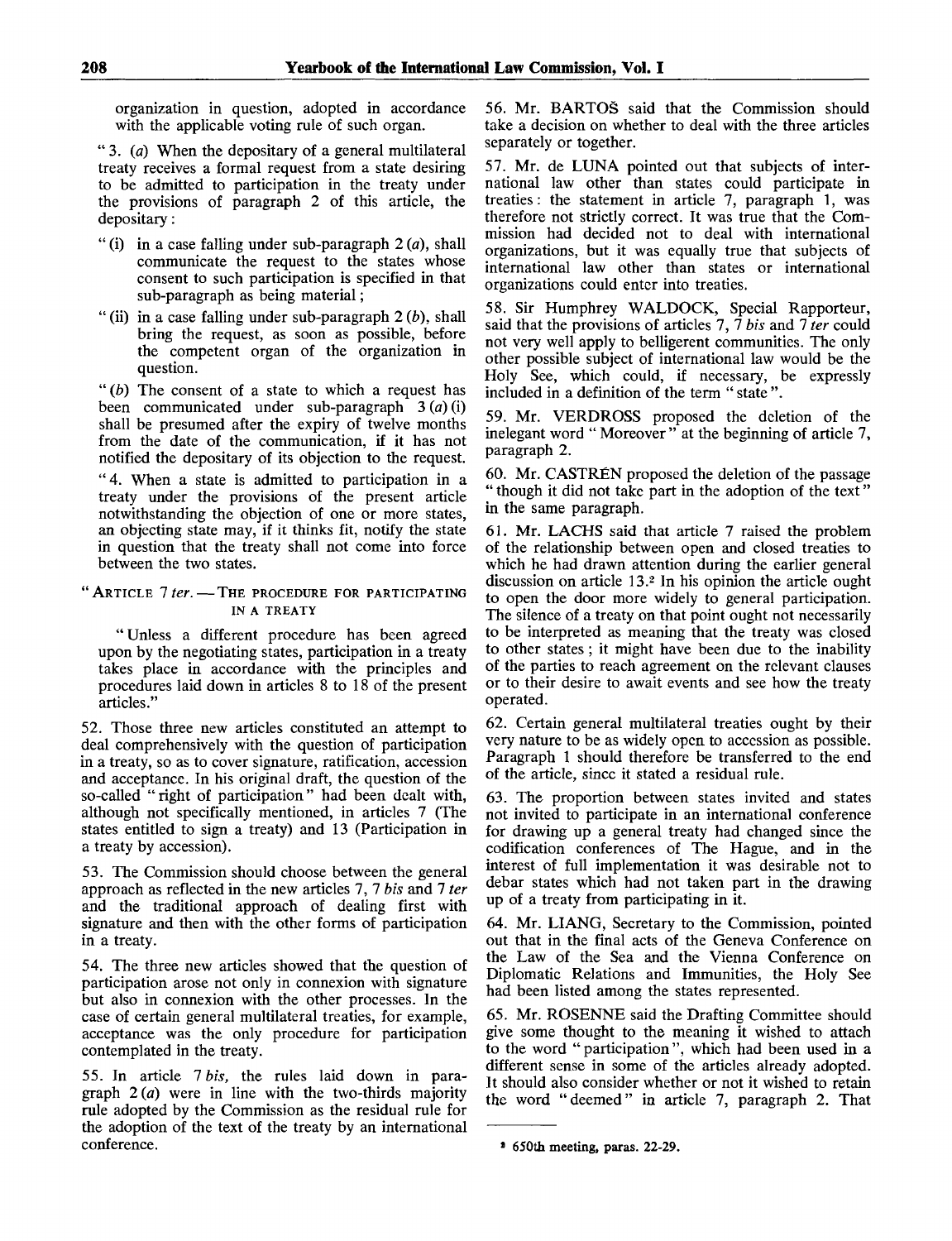organization in question, adopted in accordance with the applicable voting rule of such organ.

"3. (*a*) When the depositary of a general multilateral treaty receives a formal request from a state desiring to be admitted to participation in the treaty under the provisions of paragraph 2 of this article, the depositary:

"(i) in a case falling under sub-paragraph 2 (*a*), shall communicate the request to the states whose consent to such participation is specified in that sub-paragraph as being material;

"(ii) in a case falling under sub-paragraph 2 (*b*), shall bring the request, as soon as possible, before the competent organ of the organization in question.

"(*b*) The consent of a state to which a request has been communicated under sub-paragraph 3 (*a*) (i) shall be presumed after the expiry of twelve months from the date of the communication, if it has not notified the depositary of its objection to the request.

"4. When a state is admitted to participation in a treaty under the provisions of the present article notwithstanding the objection of one or more states, an objecting state may, if it thinks fit, notify the state in question that the treaty shall not come into force between the two states.

"ARTICLE 7 *ter*. — THE PROCEDURE FOR PARTICIPATING IN A TREATY

"Unless a different procedure has been agreed upon by the negotiating states, participation in a treaty takes place in accordance with the principles and procedures laid down in articles 8 to 18 of the present articles."

52. Those three new articles constituted an attempt to deal comprehensively with the question of participation in a treaty, so as to cover signature, ratification, accession and acceptance. In his original draft, the question of the so-called "right of participation" had been dealt with, although not specifically mentioned, in articles 7 (The states entitled to sign a treaty) and 13 (Participation in a treaty by accession).

53. The Commission should choose between the general approach as reflected in the new articles 7, 7 *bis* and 7 *ter* and the traditional approach of dealing first with signature and then with the other forms of participation in a treaty.

54. The three new articles showed that the question of participation arose not only in connexion with signature but also in connexion with the other processes. In the case of certain general multilateral treaties, for example, acceptance was the only procedure for participation contemplated in the treaty.

55. In article 7 *bis*, the rules laid down in paragraph 2 (*a*) were in line with the two-thirds majority rule adopted by the Commission as the residual rule for the adoption of the text of the treaty by an international conference.

56. Mr. BARTOŠ said that the Commission should take a decision on whether to deal with the three articles separately or together.

57. Mr. de LUNA pointed out that subjects of international law other than states could participate in treaties: the statement in article 7, paragraph 1, was therefore not strictly correct. It was true that the Commission had decided not to deal with international organizations, but it was equally true that subjects of international law other than states or international organizations could enter into treaties.

58. Sir Humphrey WALDOCK, Special Rapporteur, said that the provisions of articles 7, 7 *bis* and 7 *ter* could not very well apply to belligerent communities. The only other possible subject of international law would be the Holy See, which could, if necessary, be expressly included in a definition of the term "state".

59. Mr. VERDROSS proposed the deletion of the inelegant word "Moreover" at the beginning of article 7, paragraph 2.

60. Mr. CASTRÉN proposed the deletion of the passage "though it did not take part in the adoption of the text" in the same paragraph.

61. Mr. LACHS said that article 7 raised the problem of the relationship between open and closed treaties to which he had drawn attention during the earlier general discussion on article 13.[2] In his opinion the article ought to open the door more widely to general participation. The silence of a treaty on that point ought not necessarily to be interpreted as meaning that the treaty was closed to other states; it might have been due to the inability of the parties to reach agreement on the relevant clauses or to their desire to await events and see how the treaty operated.

62. Certain general multilateral treaties ought by their very nature to be as widely open to accession as possible. Paragraph 1 should therefore be transferred to the end of the article, since it stated a residual rule.

63. The proportion between states invited and states not invited to participate in an international conference for drawing up a general treaty had changed since the codification conferences of The Hague, and in the interest of full implementation it was desirable not to debar states which had not taken part in the drawing up of a treaty from participating in it.

64. Mr. LIANG, Secretary to the Commission, pointed out that in the final acts of the Geneva Conference on the Law of the Sea and the Vienna Conference on Diplomatic Relations and Immunities, the Holy See had been listed among the states represented.

65. Mr. ROSENNE said the Drafting Committee should give some thought to the meaning it wished to attach to the word "participation", which had been used in a different sense in some of the articles already adopted. It should also consider whether or not it wished to retain the word "deemed" in article 7, paragraph 2. That

---

[2] 650th meeting, paras. 22-29.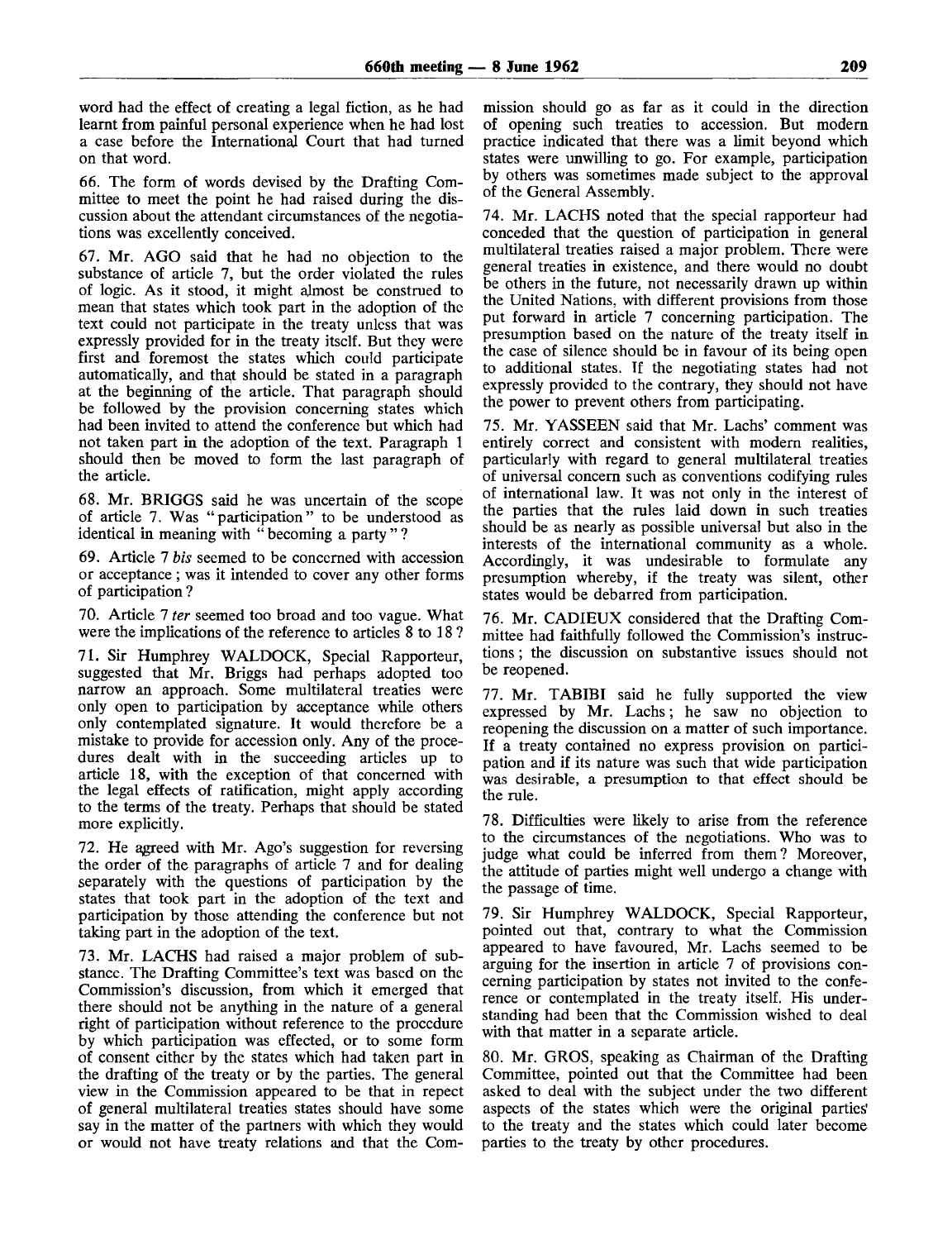word had the effect of creating a legal fiction, as he had learnt from painful personal experience when he had lost a case before the International Court that had turned on that word.

66. The form of words devised by the Drafting Committee to meet the point he had raised during the discussion about the attendant circumstances of the negotiations was excellently conceived.

67. Mr. AGO said that he had no objection to the substance of article 7, but the order violated the rules of logic. As it stood, it might almost be construed to mean that states which took part in the adoption of the text could not participate in the treaty unless that was expressly provided for in the treaty itself. But they were first and foremost the states which could participate automatically, and that should be stated in a paragraph at the beginning of the article. That paragraph should be followed by the provision concerning states which had been invited to attend the conference but which had not taken part in the adoption of the text. Paragraph 1 should then be moved to form the last paragraph of the article.

68. Mr. BRIGGS said he was uncertain of the scope of article 7. Was "participation" to be understood as identical in meaning with "becoming a party"?

69. Article 7 *bis* seemed to be concerned with accession or acceptance; was it intended to cover any other forms of participation?

70. Article 7 *ter* seemed too broad and too vague. What were the implications of the reference to articles 8 to 18?

71. Sir Humphrey WALDOCK, Special Rapporteur, suggested that Mr. Briggs had perhaps adopted too narrow an approach. Some multilateral treaties were only open to participation by acceptance while others only contemplated signature. It would therefore be a mistake to provide for accession only. Any of the procedures dealt with in the succeeding articles up to article 18, with the exception of that concerned with the legal effects of ratification, might apply according to the terms of the treaty. Perhaps that should be stated more explicitly.

72. He agreed with Mr. Ago's suggestion for reversing the order of the paragraphs of article 7 and for dealing separately with the questions of participation by the states that took part in the adoption of the text and participation by those attending the conference but not taking part in the adoption of the text.

73. Mr. LACHS had raised a major problem of substance. The Drafting Committee's text was based on the Commission's discussion, from which it emerged that there should not be anything in the nature of a general right of participation without reference to the procedure by which participation was effected, or to some form of consent either by the states which had taken part in the drafting of the treaty or by the parties. The general view in the Commission appeared to be that in repect of general multilateral treaties states should have some say in the matter of the partners with which they would or would not have treaty relations and that the Commission should go as far as it could in the direction of opening such treaties to accession. But modern practice indicated that there was a limit beyond which states were unwilling to go. For example, participation by others was sometimes made subject to the approval of the General Assembly.

74. Mr. LACHS noted that the special rapporteur had conceded that the question of participation in general multilateral treaties raised a major problem. There were general treaties in existence, and there would no doubt be others in the future, not necessarily drawn up within the United Nations, with different provisions from those put forward in article 7 concerning participation. The presumption based on the nature of the treaty itself in the case of silence should be in favour of its being open to additional states. If the negotiating states had not expressly provided to the contrary, they should not have the power to prevent others from participating.

75. Mr. YASSEEN said that Mr. Lachs' comment was entirely correct and consistent with modern realities, particularly with regard to general multilateral treaties of universal concern such as conventions codifying rules of international law. It was not only in the interest of the parties that the rules laid down in such treaties should be as nearly as possible universal but also in the interests of the international community as a whole. Accordingly, it was undesirable to formulate any presumption whereby, if the treaty was silent, other states would be debarred from participation.

76. Mr. CADIEUX considered that the Drafting Committee had faithfully followed the Commission's instructions; the discussion on substantive issues should not be reopened.

77. Mr. TABIBI said he fully supported the view expressed by Mr. Lachs; he saw no objection to reopening the discussion on a matter of such importance. If a treaty contained no express provision on participation and if its nature was such that wide participation was desirable, a presumption to that effect should be the rule.

78. Difficulties were likely to arise from the reference to the circumstances of the negotiations. Who was to judge what could be inferred from them? Moreover, the attitude of parties might well undergo a change with the passage of time.

79. Sir Humphrey WALDOCK, Special Rapporteur, pointed out that, contrary to what the Commission appeared to have favoured, Mr. Lachs seemed to be arguing for the insertion in article 7 of provisions concerning participation by states not invited to the conference or contemplated in the treaty itself. His understanding had been that the Commission wished to deal with that matter in a separate article.

80. Mr. GROS, speaking as Chairman of the Drafting Committee, pointed out that the Committee had been asked to deal with the subject under the two different aspects of the states which were the original parties to the treaty and the states which could later become parties to the treaty by other procedures.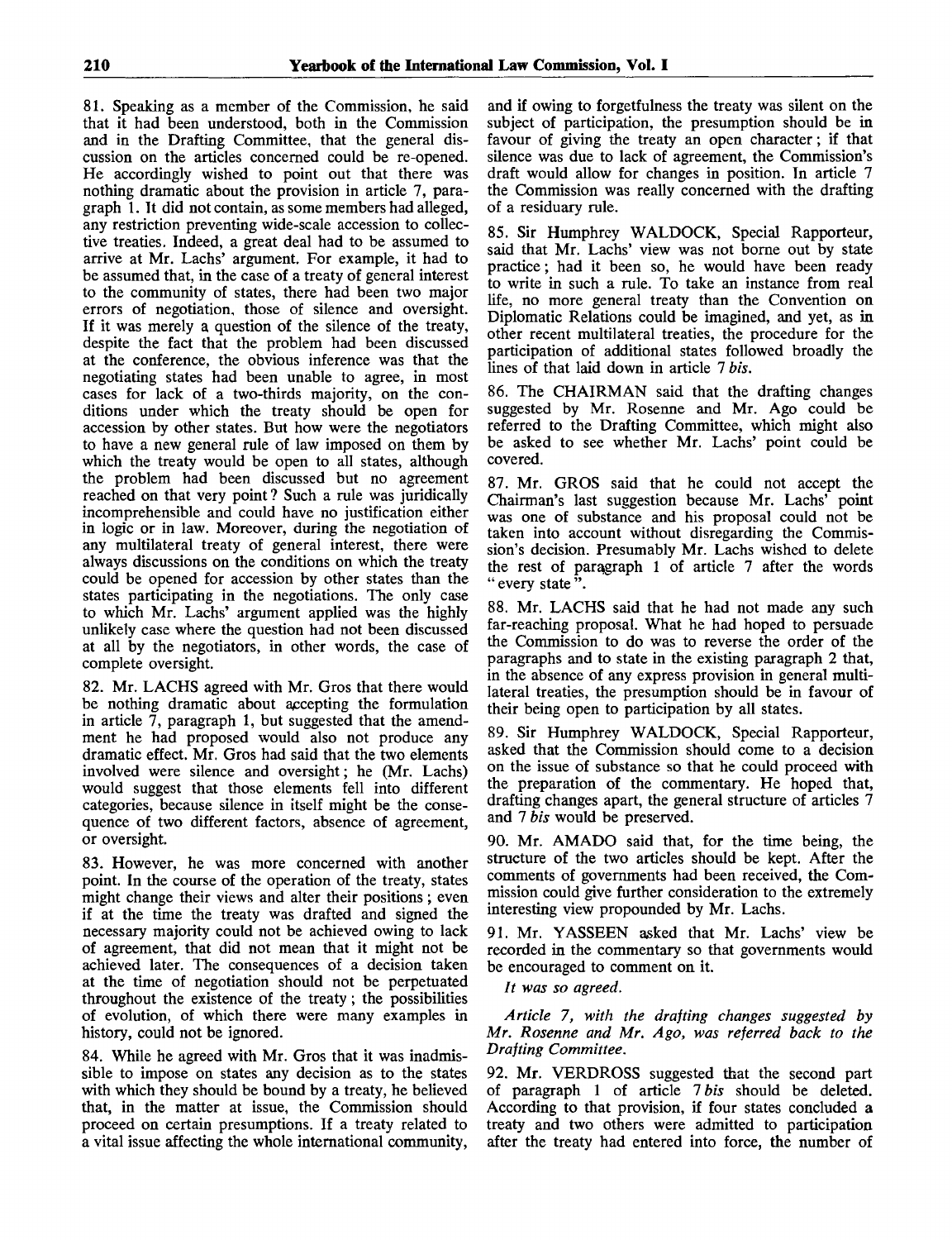81. Speaking as a member of the Commission, he said that it had been understood, both in the Commission and in the Drafting Committee, that the general discussion on the articles concerned could be re-opened. He accordingly wished to point out that there was nothing dramatic about the provision in article 7, paragraph 1. It did not contain, as some members had alleged, any restriction preventing wide-scale accession to collective treaties. Indeed, a great deal had to be assumed to arrive at Mr. Lachs' argument. For example, it had to be assumed that, in the case of a treaty of general interest to the community of states, there had been two major errors of negotiation, those of silence and oversight. If it was merely a question of the silence of the treaty, despite the fact that the problem had been discussed at the conference, the obvious inference was that the negotiating states had been unable to agree, in most cases for lack of a two-thirds majority, on the conditions under which the treaty should be open for accession by other states. But how were the negotiators to have a new general rule of law imposed on them by which the treaty would be open to all states, although the problem had been discussed but no agreement reached on that very point? Such a rule was juridically incomprehensible and could have no justification either in logic or in law. Moreover, during the negotiation of any multilateral treaty of general interest, there were always discussions on the conditions on which the treaty could be opened for accession by other states than the states participating in the negotiations. The only case to which Mr. Lachs' argument applied was the highly unlikely case where the question had not been discussed at all by the negotiators, in other words, the case of complete oversight.

82. Mr. LACHS agreed with Mr. Gros that there would be nothing dramatic about accepting the formulation in article 7, paragraph 1, but suggested that the amendment he had proposed would also not produce any dramatic effect. Mr. Gros had said that the two elements involved were silence and oversight; he (Mr. Lachs) would suggest that those elements fell into different categories, because silence in itself might be the consequence of two different factors, absence of agreement, or oversight.

83. However, he was more concerned with another point. In the course of the operation of the treaty, states might change their views and alter their positions; even if at the time the treaty was drafted and signed the necessary majority could not be achieved owing to lack of agreement, that did not mean that it might not be achieved later. The consequences of a decision taken at the time of negotiation should not be perpetuated throughout the existence of the treaty; the possibilities of evolution, of which there were many examples in history, could not be ignored.

84. While he agreed with Mr. Gros that it was inadmissible to impose on states any decision as to the states with which they should be bound by a treaty, he believed that, in the matter at issue, the Commission should proceed on certain presumptions. If a treaty related to a vital issue affecting the whole international community, and if owing to forgetfulness the treaty was silent on the subject of participation, the presumption should be in favour of giving the treaty an open character; if that silence was due to lack of agreement, the Commission's draft would allow for changes in position. In article 7 the Commission was really concerned with the drafting of a residuary rule.

85. Sir Humphrey WALDOCK, Special Rapporteur, said that Mr. Lachs' view was not borne out by state practice; had it been so, he would have been ready to write in such a rule. To take an instance from real life, no more general treaty than the Convention on Diplomatic Relations could be imagined, and yet, as in other recent multilateral treaties, the procedure for the participation of additional states followed broadly the lines of that laid down in article 7 *bis*.

86. The CHAIRMAN said that the drafting changes suggested by Mr. Rosenne and Mr. Ago could be referred to the Drafting Committee, which might also be asked to see whether Mr. Lachs' point could be covered.

87. Mr. GROS said that he could not accept the Chairman's last suggestion because Mr. Lachs' point was one of substance and his proposal could not be taken into account without disregarding the Commission's decision. Presumably Mr. Lachs wished to delete the rest of paragraph 1 of article 7 after the words "every state".

88. Mr. LACHS said that he had not made any such far-reaching proposal. What he had hoped to persuade the Commission to do was to reverse the order of the paragraphs and to state in the existing paragraph 2 that, in the absence of any express provision in general multilateral treaties, the presumption should be in favour of their being open to participation by all states.

89. Sir Humphrey WALDOCK, Special Rapporteur, asked that the Commission should come to a decision on the issue of substance so that he could proceed with the preparation of the commentary. He hoped that, drafting changes apart, the general structure of articles 7 and 7 *bis* would be preserved.

90. Mr. AMADO said that, for the time being, the structure of the two articles should be kept. After the comments of governments had been received, the Commission could give further consideration to the extremely interesting view propounded by Mr. Lachs.

91. Mr. YASSEEN asked that Mr. Lachs' view be recorded in the commentary so that governments would be encouraged to comment on it.

*It was so agreed.*

*Article 7, with the drafting changes suggested by Mr. Rosenne and Mr. Ago, was referred back to the Drafting Committee.*

92. Mr. VERDROSS suggested that the second part of paragraph 1 of article 7 *bis* should be deleted. According to that provision, if four states concluded a treaty and two others were admitted to participation after the treaty had entered into force, the number of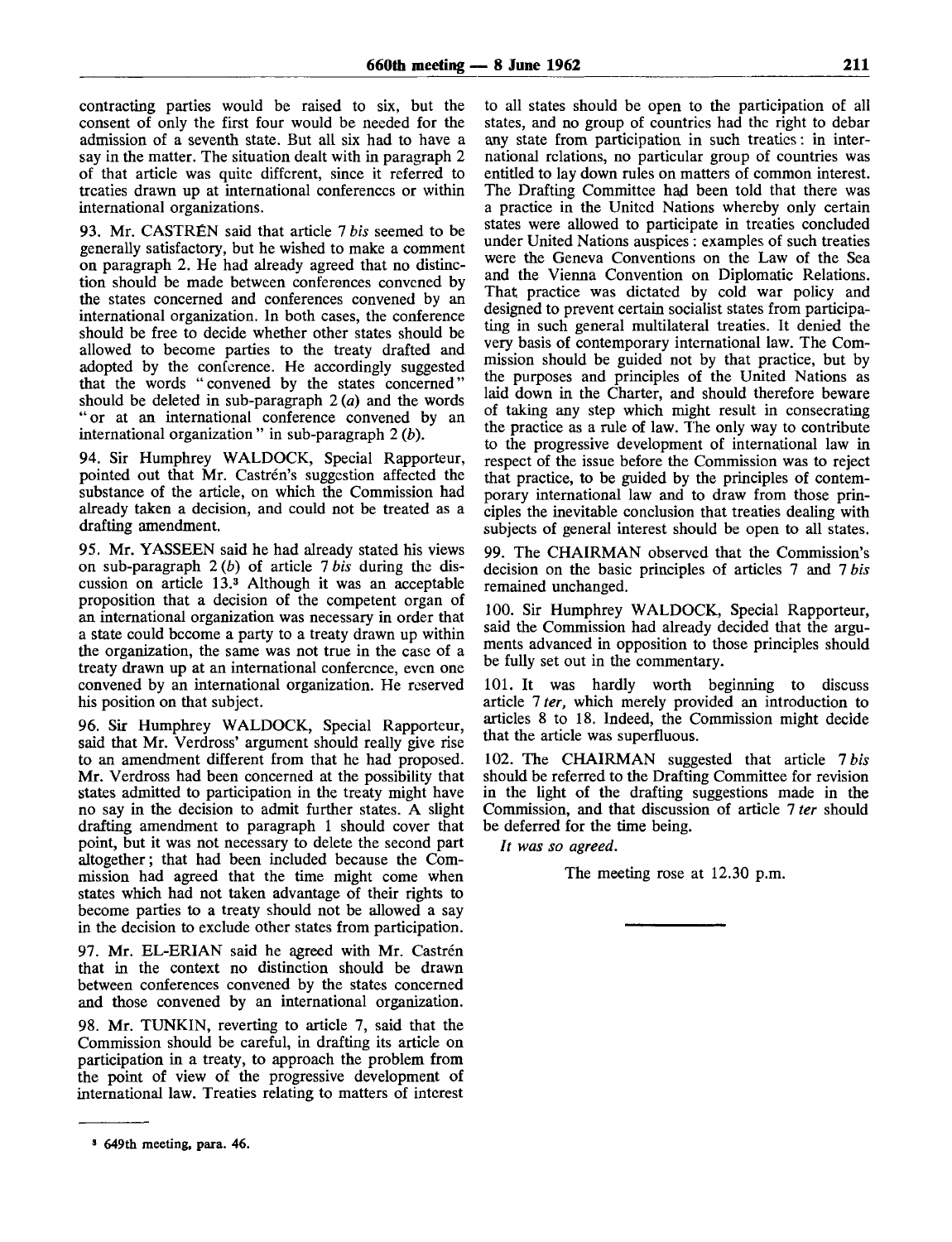contracting parties would be raised to six, but the consent of only the first four would be needed for the admission of a seventh state. But all six had to have a say in the matter. The situation dealt with in paragraph 2 of that article was quite different, since it referred to treaties drawn up at international conferences or within international organizations.

93. Mr. CASTRÉN said that article 7 *bis* seemed to be generally satisfactory, but he wished to make a comment on paragraph 2. He had already agreed that no distinction should be made between conferences convened by the states concerned and conferences convened by an international organization. In both cases, the conference should be free to decide whether other states should be allowed to become parties to the treaty drafted and adopted by the conference. He accordingly suggested that the words "convened by the states concerned" should be deleted in sub-paragraph 2 (*a*) and the words "or at an international conference convened by an international organization" in sub-paragraph 2 (*b*).

94. Sir Humphrey WALDOCK, Special Rapporteur, pointed out that Mr. Castrén's suggestion affected the substance of the article, on which the Commission had already taken a decision, and could not be treated as a drafting amendment.

95. Mr. YASSEEN said he had already stated his views on sub-paragraph 2 (*b*) of article 7 *bis* during the discussion on article 13.[3] Although it was an acceptable proposition that a decision of the competent organ of an international organization was necessary in order that a state could become a party to a treaty drawn up within the organization, the same was not true in the case of a treaty drawn up at an international conference, even one convened by an international organization. He reserved his position on that subject.

96. Sir Humphrey WALDOCK, Special Rapporteur, said that Mr. Verdross' argument should really give rise to an amendment different from that he had proposed. Mr. Verdross had been concerned at the possibility that states admitted to participation in the treaty might have no say in the decision to admit further states. A slight drafting amendment to paragraph 1 should cover that point, but it was not necessary to delete the second part altogether; that had been included because the Commission had agreed that the time might come when states which had not taken advantage of their rights to become parties to a treaty should not be allowed a say in the decision to exclude other states from participation.

97. Mr. EL-ERIAN said he agreed with Mr. Castrén that in the context no distinction should be drawn between conferences convened by the states concerned and those convened by an international organization.

98. Mr. TUNKIN, reverting to article 7, said that the Commission should be careful, in drafting its article on participation in a treaty, to approach the problem from the point of view of the progressive development of international law. Treaties relating to matters of interest to all states should be open to the participation of all states, and no group of countries had the right to debar any state from participation in such treaties: in international relations, no particular group of countries was entitled to lay down rules on matters of common interest. The Drafting Committee had been told that there was a practice in the United Nations whereby only certain states were allowed to participate in treaties concluded under United Nations auspices: examples of such treaties were the Geneva Conventions on the Law of the Sea and the Vienna Convention on Diplomatic Relations. That practice was dictated by cold war policy and designed to prevent certain socialist states from participating in such general multilateral treaties. It denied the very basis of contemporary international law. The Commission should be guided not by that practice, but by the purposes and principles of the United Nations as laid down in the Charter, and should therefore beware of taking any step which might result in consecrating the practice as a rule of law. The only way to contribute to the progressive development of international law in respect of the issue before the Commission was to reject that practice, to be guided by the principles of contemporary international law and to draw from those principles the inevitable conclusion that treaties dealing with subjects of general interest should be open to all states.

99. The CHAIRMAN observed that the Commission's decision on the basic principles of articles 7 and 7 *bis* remained unchanged.

100. Sir Humphrey WALDOCK, Special Rapporteur, said the Commission had already decided that the arguments advanced in opposition to those principles should be fully set out in the commentary.

101. It was hardly worth beginning to discuss article 7 *ter*, which merely provided an introduction to articles 8 to 18. Indeed, the Commission might decide that the article was superfluous.

102. The CHAIRMAN suggested that article 7 *bis* should be referred to the Drafting Committee for revision in the light of the drafting suggestions made in the Commission, and that discussion of article 7 *ter* should be deferred for the time being.

*It was so agreed.*

The meeting rose at 12.30 p.m.

---

[3] 649th meeting, para. 46.